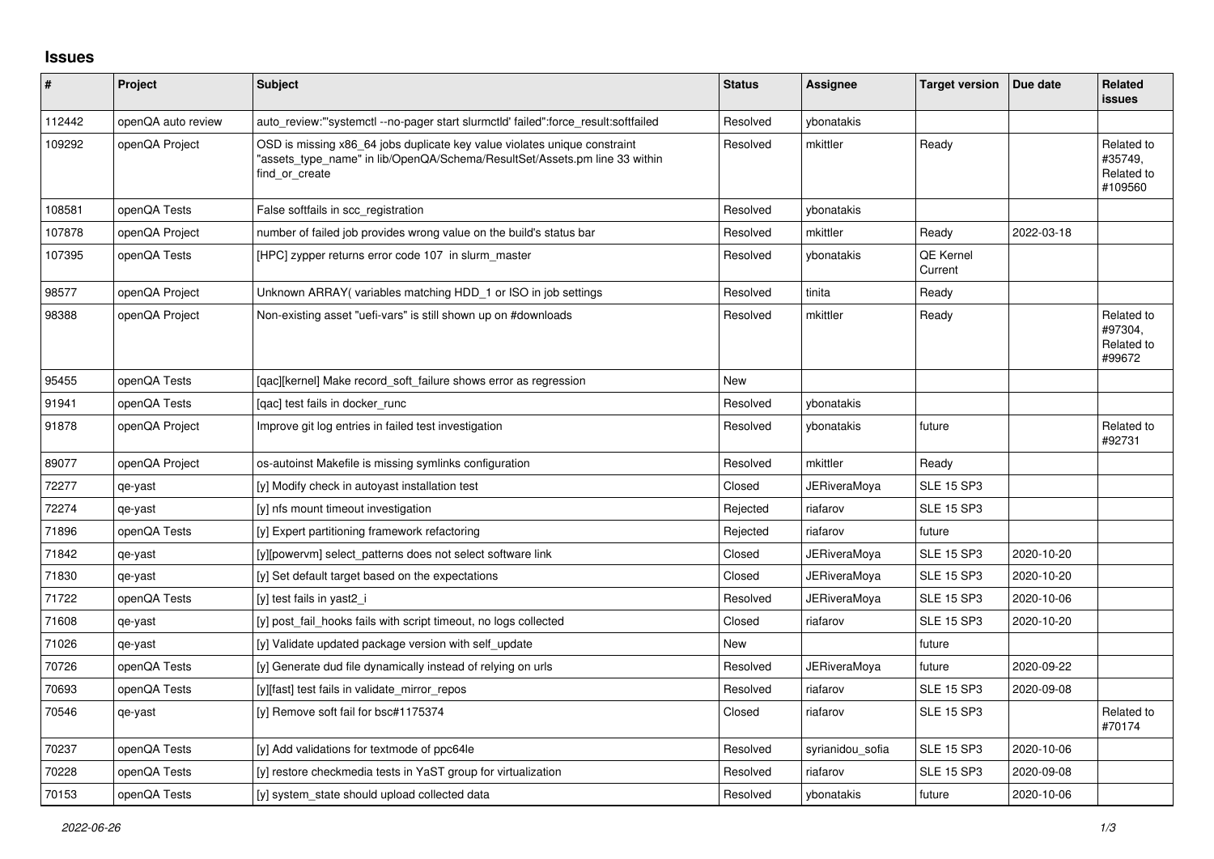## Issues

| # | Project | Subject | Status | Assignee | Target version | Due date | Related issues |
|---|---|---|---|---|---|---|---|
| 112442 | openQA auto review | auto_review:"'systemctl --no-pager start slurmctld' failed":force_result:softfailed | Resolved | ybonatakis | | | |
| 109292 | openQA Project | OSD is missing x86_64 jobs duplicate key value violates unique constraint "assets_type_name" in lib/OpenQA/Schema/ResultSet/Assets.pm line 33 within find_or_create | Resolved | mkittler | Ready | | Related to #35749, Related to #109560 |
| 108581 | openQA Tests | False softfails in scc_registration | Resolved | ybonatakis | | | |
| 107878 | openQA Project | number of failed job provides wrong value on the build's status bar | Resolved | mkittler | Ready | 2022-03-18 | |
| 107395 | openQA Tests | [HPC] zypper returns error code 107 in slurm_master | Resolved | ybonatakis | QE Kernel Current | | |
| 98577 | openQA Project | Unknown ARRAY( variables matching HDD_1 or ISO in job settings | Resolved | tinita | Ready | | |
| 98388 | openQA Project | Non-existing asset "uefi-vars" is still shown up on #downloads | Resolved | mkittler | Ready | | Related to #97304, Related to #99672 |
| 95455 | openQA Tests | [qac][kernel] Make record_soft_failure shows error as regression | New | | | | |
| 91941 | openQA Tests | [qac] test fails in docker_runc | Resolved | ybonatakis | | | |
| 91878 | openQA Project | Improve git log entries in failed test investigation | Resolved | ybonatakis | future | | Related to #92731 |
| 89077 | openQA Project | os-autoinst Makefile is missing symlinks configuration | Resolved | mkittler | Ready | | |
| 72277 | qe-yast | [y] Modify check in autoyast installation test | Closed | JERiveraMoya | SLE 15 SP3 | | |
| 72274 | qe-yast | [y] nfs mount timeout investigation | Rejected | riafarov | SLE 15 SP3 | | |
| 71896 | openQA Tests | [y] Expert partitioning framework refactoring | Rejected | riafarov | future | | |
| 71842 | qe-yast | [y][powervm] select_patterns does not select software link | Closed | JERiveraMoya | SLE 15 SP3 | 2020-10-20 | |
| 71830 | qe-yast | [y] Set default target based on the expectations | Closed | JERiveraMoya | SLE 15 SP3 | 2020-10-20 | |
| 71722 | openQA Tests | [y] test fails in yast2_i | Resolved | JERiveraMoya | SLE 15 SP3 | 2020-10-06 | |
| 71608 | qe-yast | [y] post_fail_hooks fails with script timeout, no logs collected | Closed | riafarov | SLE 15 SP3 | 2020-10-20 | |
| 71026 | qe-yast | [y] Validate updated package version with self_update | New | | future | | |
| 70726 | openQA Tests | [y] Generate dud file dynamically instead of relying on urls | Resolved | JERiveraMoya | future | 2020-09-22 | |
| 70693 | openQA Tests | [y][fast] test fails in validate_mirror_repos | Resolved | riafarov | SLE 15 SP3 | 2020-09-08 | |
| 70546 | qe-yast | [y] Remove soft fail for bsc#1175374 | Closed | riafarov | SLE 15 SP3 | | Related to #70174 |
| 70237 | openQA Tests | [y] Add validations for textmode of ppc64le | Resolved | syrianidou_sofia | SLE 15 SP3 | 2020-10-06 | |
| 70228 | openQA Tests | [y] restore checkmedia tests in YaST group for virtualization | Resolved | riafarov | SLE 15 SP3 | 2020-09-08 | |
| 70153 | openQA Tests | [y] system_state should upload collected data | Resolved | ybonatakis | future | 2020-10-06 | |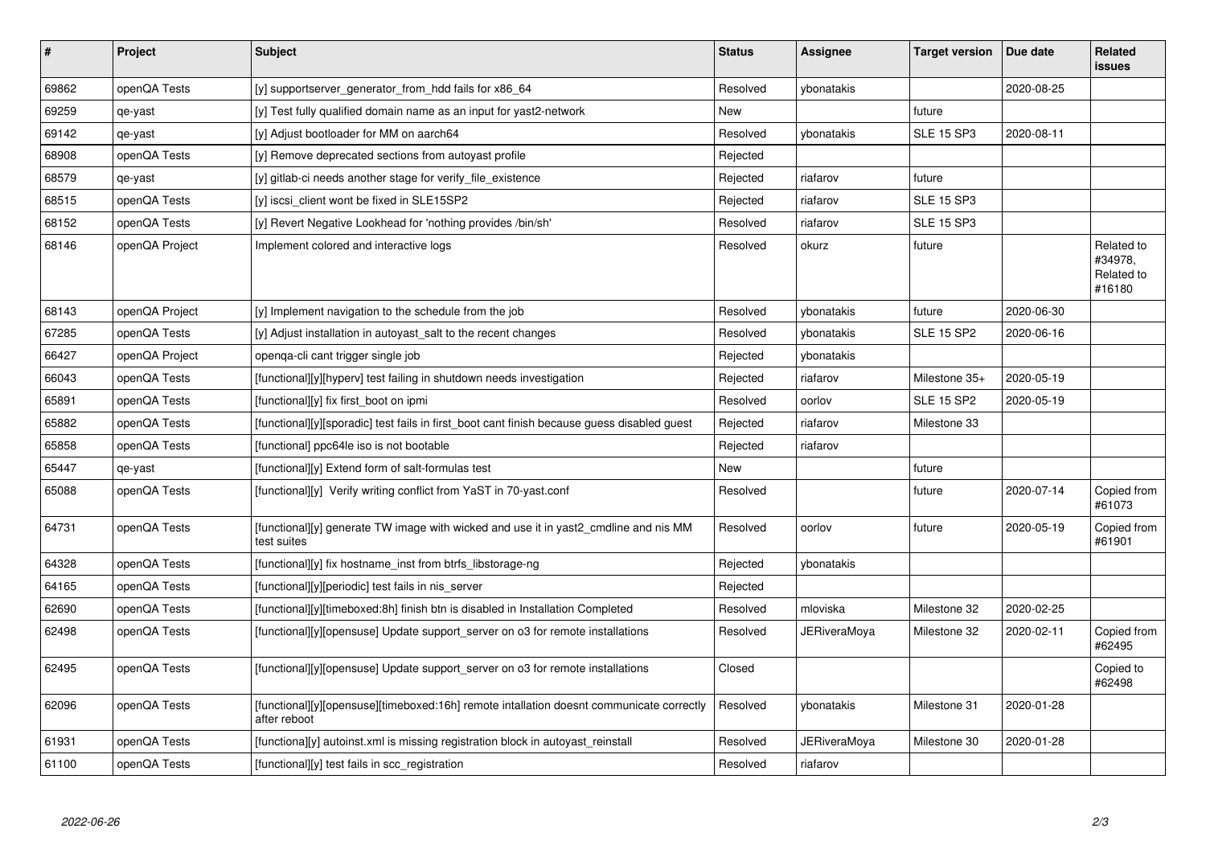| # | Project | Subject | Status | Assignee | Target version | Due date | Related issues |
|---|---|---|---|---|---|---|---|
| 69862 | openQA Tests | [y] supportserver_generator_from_hdd fails for x86_64 | Resolved | ybonatakis | | 2020-08-25 | |
| 69259 | qe-yast | [y] Test fully qualified domain name as an input for yast2-network | New | | future | | |
| 69142 | qe-yast | [y] Adjust bootloader for MM on aarch64 | Resolved | ybonatakis | SLE 15 SP3 | 2020-08-11 | |
| 68908 | openQA Tests | [y] Remove deprecated sections from autoyast profile | Rejected | | | | |
| 68579 | qe-yast | [y] gitlab-ci needs another stage for verify_file_existence | Rejected | riafarov | future | | |
| 68515 | openQA Tests | [y] iscsi_client wont be fixed in SLE15SP2 | Rejected | riafarov | SLE 15 SP3 | | |
| 68152 | openQA Tests | [y] Revert Negative Lookhead for 'nothing provides /bin/sh' | Resolved | riafarov | SLE 15 SP3 | | |
| 68146 | openQA Project | Implement colored and interactive logs | Resolved | okurz | future | | Related to #34978, Related to #16180 |
| 68143 | openQA Project | [y] Implement navigation to the schedule from the job | Resolved | ybonatakis | future | 2020-06-30 | |
| 67285 | openQA Tests | [y] Adjust installation in autoyast_salt to the recent changes | Resolved | ybonatakis | SLE 15 SP2 | 2020-06-16 | |
| 66427 | openQA Project | openqa-cli cant trigger single job | Rejected | ybonatakis | | | |
| 66043 | openQA Tests | [functional][y][hyperv] test failing in shutdown needs investigation | Rejected | riafarov | Milestone 35+ | 2020-05-19 | |
| 65891 | openQA Tests | [functional][y] fix first_boot on ipmi | Resolved | oorlov | SLE 15 SP2 | 2020-05-19 | |
| 65882 | openQA Tests | [functional][y][sporadic] test fails in first_boot cant finish because guess disabled guest | Rejected | riafarov | Milestone 33 | | |
| 65858 | openQA Tests | [functional] ppc64le iso is not bootable | Rejected | riafarov | | | |
| 65447 | qe-yast | [functional][y] Extend form of salt-formulas test | New | | future | | |
| 65088 | openQA Tests | [functional][y] Verify writing conflict from YaST in 70-yast.conf | Resolved | | future | 2020-07-14 | Copied from #61073 |
| 64731 | openQA Tests | [functional][y] generate TW image with wicked and use it in yast2_cmdline and nis MM test suites | Resolved | oorlov | future | 2020-05-19 | Copied from #61901 |
| 64328 | openQA Tests | [functional][y] fix hostname_inst from btrfs_libstorage-ng | Rejected | ybonatakis | | | |
| 64165 | openQA Tests | [functional][y][periodic] test fails in nis_server | Rejected | | | | |
| 62690 | openQA Tests | [functional][y][timeboxed:8h] finish btn is disabled in Installation Completed | Resolved | mloviska | Milestone 32 | 2020-02-25 | |
| 62498 | openQA Tests | [functional][y][opensuse] Update support_server on o3 for remote installations | Resolved | JERiveraMoya | Milestone 32 | 2020-02-11 | Copied from #62495 |
| 62495 | openQA Tests | [functional][y][opensuse] Update support_server on o3 for remote installations | Closed | | | | Copied to #62498 |
| 62096 | openQA Tests | [functional][y][opensuse][timeboxed:16h] remote intallation doesnt communicate correctly after reboot | Resolved | ybonatakis | Milestone 31 | 2020-01-28 | |
| 61931 | openQA Tests | [functiona][y] autoinst.xml is missing registration block in autoyast_reinstall | Resolved | JERiveraMoya | Milestone 30 | 2020-01-28 | |
| 61100 | openQA Tests | [functional][y] test fails in scc_registration | Resolved | riafarov | | | |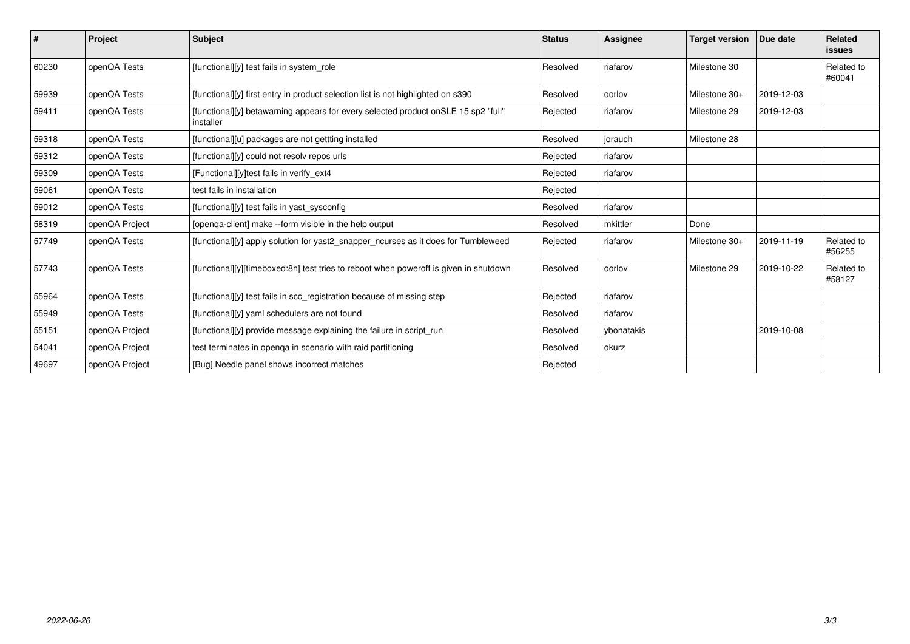| # | Project | Subject | Status | Assignee | Target version | Due date | Related issues |
| --- | --- | --- | --- | --- | --- | --- | --- |
| 60230 | openQA Tests | [functional][y] test fails in system_role | Resolved | riafarov | Milestone 30 | | Related to #60041 |
| 59939 | openQA Tests | [functional][y] first entry in product selection list is not highlighted on s390 | Resolved | oorlov | Milestone 30+ | 2019-12-03 | |
| 59411 | openQA Tests | [functional][y] betawarning appears for every selected product onSLE 15 sp2 "full" installer | Rejected | riafarov | Milestone 29 | 2019-12-03 | |
| 59318 | openQA Tests | [functional][u] packages are not gettting installed | Resolved | jorauch | Milestone 28 | | |
| 59312 | openQA Tests | [functional][y] could not resolv repos urls | Rejected | riafarov | | | |
| 59309 | openQA Tests | [Functional][y]test fails in verify_ext4 | Rejected | riafarov | | | |
| 59061 | openQA Tests | test fails in installation | Rejected | | | | |
| 59012 | openQA Tests | [functional][y] test fails in yast_sysconfig | Resolved | riafarov | | | |
| 58319 | openQA Project | [openqa-client] make --form visible in the help output | Resolved | mkittler | Done | | |
| 57749 | openQA Tests | [functional][y] apply solution for yast2_snapper_ncurses as it does for Tumbleweed | Rejected | riafarov | Milestone 30+ | 2019-11-19 | Related to #56255 |
| 57743 | openQA Tests | [functional][y][timeboxed:8h] test tries to reboot when poweroff is given in shutdown | Resolved | oorlov | Milestone 29 | 2019-10-22 | Related to #58127 |
| 55964 | openQA Tests | [functional][y] test fails in scc_registration because of missing step | Rejected | riafarov | | | |
| 55949 | openQA Tests | [functional][y] yaml schedulers are not found | Resolved | riafarov | | | |
| 55151 | openQA Project | [functional][y] provide message explaining the failure in script_run | Resolved | ybonatakis | | 2019-10-08 | |
| 54041 | openQA Project | test terminates in openqa in scenario with raid partitioning | Resolved | okurz | | | |
| 49697 | openQA Project | [Bug] Needle panel shows incorrect matches | Rejected | | | | |